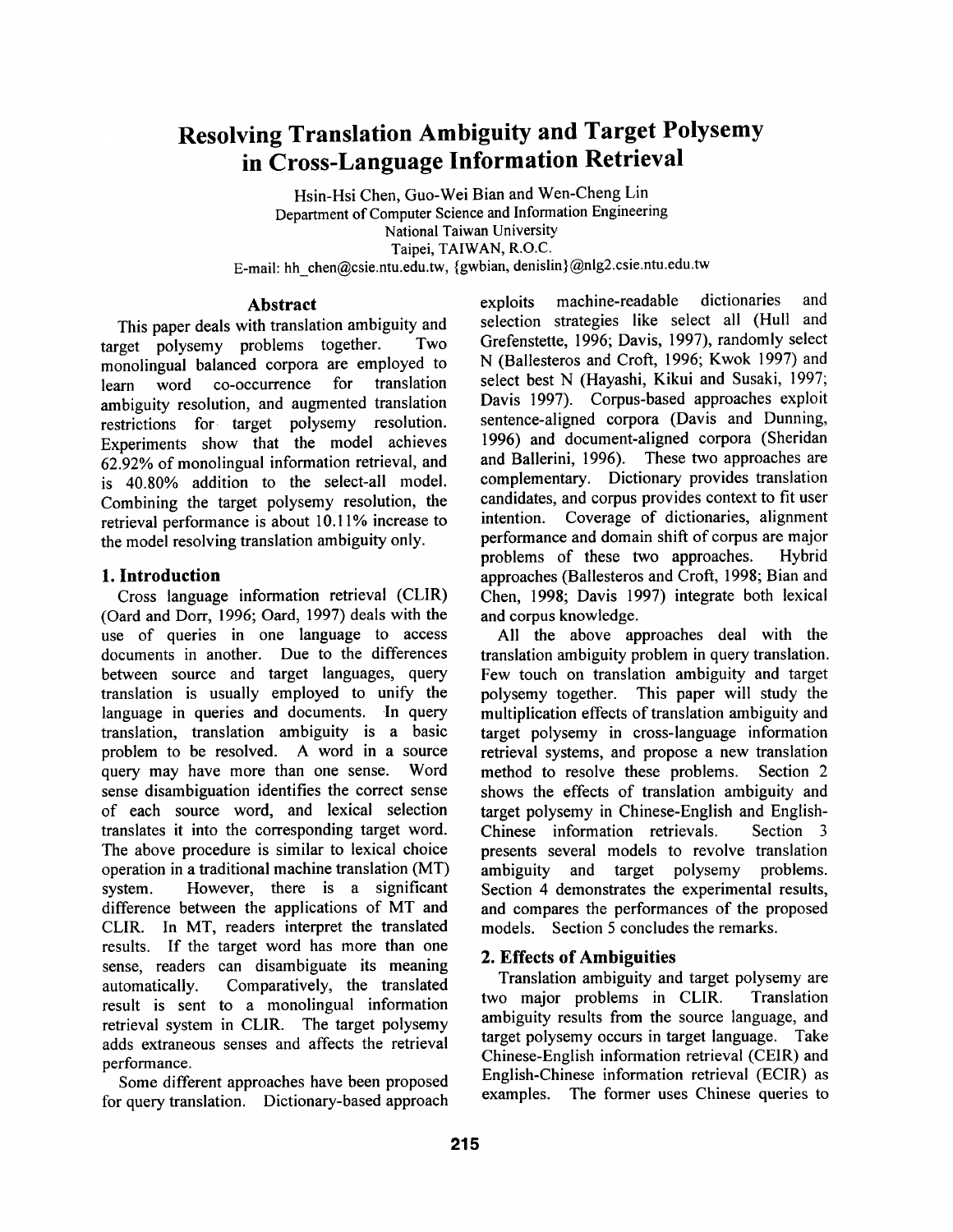# Resolving Translation Ambiguity and Target Polysemy in Cross-Language Information Retrieval

Hsin-Hsi Chen, Guo-Wei Bian and Wen-Cheng Lin
Department of Computer Science and Information Engineering
National Taiwan University
Taipei, TAIWAN, R.O.C.
E-mail: hh_chen@csie.ntu.edu.tw, {gwbian, denislin}@nlg2.csie.ntu.edu.tw

## Abstract

This paper deals with translation ambiguity and target polysemy problems together. Two monolingual balanced corpora are employed to learn word co-occurrence for translation ambiguity resolution, and augmented translation restrictions for target polysemy resolution. Experiments show that the model achieves 62.92% of monolingual information retrieval, and is 40.80% addition to the select-all model. Combining the target polysemy resolution, the retrieval performance is about 10.11% increase to the model resolving translation ambiguity only.

## 1. Introduction

Cross language information retrieval (CLIR) (Oard and Dorr, 1996; Oard, 1997) deals with the use of queries in one language to access documents in another. Due to the differences between source and target languages, query translation is usually employed to unify the language in queries and documents. In query translation, translation ambiguity is a basic problem to be resolved. A word in a source query may have more than one sense. Word sense disambiguation identifies the correct sense of each source word, and lexical selection translates it into the corresponding target word. The above procedure is similar to lexical choice operation in a traditional machine translation (MT) system. However, there is a significant difference between the applications of MT and CLIR. In MT, readers interpret the translated results. If the target word has more than one sense, readers can disambiguate its meaning automatically. Comparatively, the translated result is sent to a monolingual information retrieval system in CLIR. The target polysemy adds extraneous senses and affects the retrieval performance.

Some different approaches have been proposed for query translation. Dictionary-based approach exploits machine-readable dictionaries and selection strategies like select all (Hull and Grefenstette, 1996; Davis, 1997), randomly select N (Ballesteros and Croft, 1996; Kwok 1997) and select best N (Hayashi, Kikui and Susaki, 1997; Davis 1997). Corpus-based approaches exploit sentence-aligned corpora (Davis and Dunning, 1996) and document-aligned corpora (Sheridan and Ballerini, 1996). These two approaches are complementary. Dictionary provides translation candidates, and corpus provides context to fit user intention. Coverage of dictionaries, alignment performance and domain shift of corpus are major problems of these two approaches. Hybrid approaches (Ballesteros and Croft, 1998; Bian and Chen, 1998; Davis 1997) integrate both lexical and corpus knowledge.

All the above approaches deal with the translation ambiguity problem in query translation. Few touch on translation ambiguity and target polysemy together. This paper will study the multiplication effects of translation ambiguity and target polysemy in cross-language information retrieval systems, and propose a new translation method to resolve these problems. Section 2 shows the effects of translation ambiguity and target polysemy in Chinese-English and English-Chinese information retrievals. Section 3 presents several models to revolve translation ambiguity and target polysemy problems. Section 4 demonstrates the experimental results, and compares the performances of the proposed models. Section 5 concludes the remarks.

## 2. Effects of Ambiguities

Translation ambiguity and target polysemy are two major problems in CLIR. Translation ambiguity results from the source language, and target polysemy occurs in target language. Take Chinese-English information retrieval (CEIR) and English-Chinese information retrieval (ECIR) as examples. The former uses Chinese queries to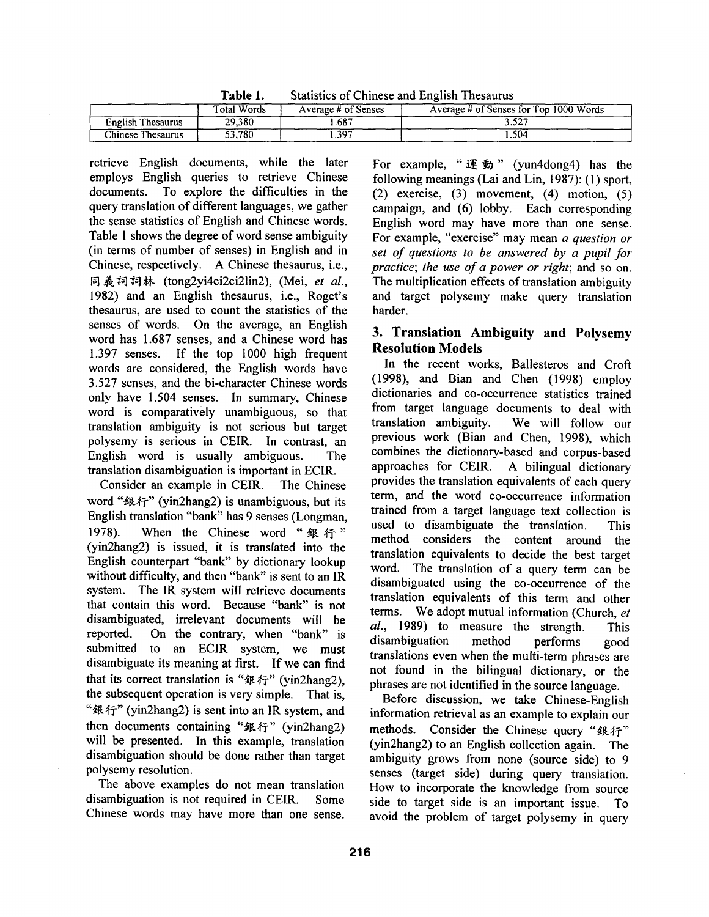**Table 1.** Statistics of Chinese and English Thesaurus

| | Total Words | Average # of Senses | Average # of Senses for Top 1000 Words |
|---|---|---|---|
| English Thesaurus | 29,380 | 1.687 | 3.527 |
| Chinese Thesaurus | 53,780 | 1.397 | 1.504 |

retrieve English documents, while the later employs English queries to retrieve Chinese documents. To explore the difficulties in the query translation of different languages, we gather the sense statistics of English and Chinese words. Table 1 shows the degree of word sense ambiguity (in terms of number of senses) in English and in Chinese, respectively. A Chinese thesaurus, i.e., 同義詞詞林 (tong2yi4ci2ci2lin2), (Mei, *et al.*, 1982) and an English thesaurus, i.e., Roget's thesaurus, are used to count the statistics of the senses of words. On the average, an English word has 1.687 senses, and a Chinese word has 1.397 senses. If the top 1000 high frequent words are considered, the English words have 3.527 senses, and the bi-character Chinese words only have 1.504 senses. In summary, Chinese word is comparatively unambiguous, so that translation ambiguity is not serious but target polysemy is serious in CEIR. In contrast, an English word is usually ambiguous. The translation disambiguation is important in ECIR.

Consider an example in CEIR. The Chinese word "銀行" (yin2hang2) is unambiguous, but its English translation "bank" has 9 senses (Longman, 1978). When the Chinese word "銀行" (yin2hang2) is issued, it is translated into the English counterpart "bank" by dictionary lookup without difficulty, and then "bank" is sent to an IR system. The IR system will retrieve documents that contain this word. Because "bank" is not disambiguated, irrelevant documents will be reported. On the contrary, when "bank" is submitted to an ECIR system, we must disambiguate its meaning at first. If we can find that its correct translation is "銀行" (yin2hang2), the subsequent operation is very simple. That is, "銀行" (yin2hang2) is sent into an IR system, and then documents containing "銀行" (yin2hang2) will be presented. In this example, translation disambiguation should be done rather than target polysemy resolution.

The above examples do not mean translation disambiguation is not required in CEIR. Some Chinese words may have more than one sense. For example, "運動" (yun4dong4) has the following meanings (Lai and Lin, 1987): (1) sport, (2) exercise, (3) movement, (4) motion, (5) campaign, and (6) lobby. Each corresponding English word may have more than one sense. For example, "exercise" may mean *a question or set of questions to be answered by a pupil for practice*; *the use of a power or right*; and so on. The multiplication effects of translation ambiguity and target polysemy make query translation harder.

## 3. Translation Ambiguity and Polysemy Resolution Models

In the recent works, Ballesteros and Croft (1998), and Bian and Chen (1998) employ dictionaries and co-occurrence statistics trained from target language documents to deal with translation ambiguity. We will follow our previous work (Bian and Chen, 1998), which combines the dictionary-based and corpus-based approaches for CEIR. A bilingual dictionary provides the translation equivalents of each query term, and the word co-occurrence information trained from a target language text collection is used to disambiguate the translation. This method considers the content around the translation equivalents to decide the best target word. The translation of a query term can be disambiguated using the co-occurrence of the translation equivalents of this term and other terms. We adopt mutual information (Church, *et al.*, 1989) to measure the strength. This disambiguation method performs good translations even when the multi-term phrases are not found in the bilingual dictionary, or the phrases are not identified in the source language.

Before discussion, we take Chinese-English information retrieval as an example to explain our methods. Consider the Chinese query "銀行" (yin2hang2) to an English collection again. The ambiguity grows from none (source side) to 9 senses (target side) during query translation. How to incorporate the knowledge from source side to target side is an important issue. To avoid the problem of target polysemy in query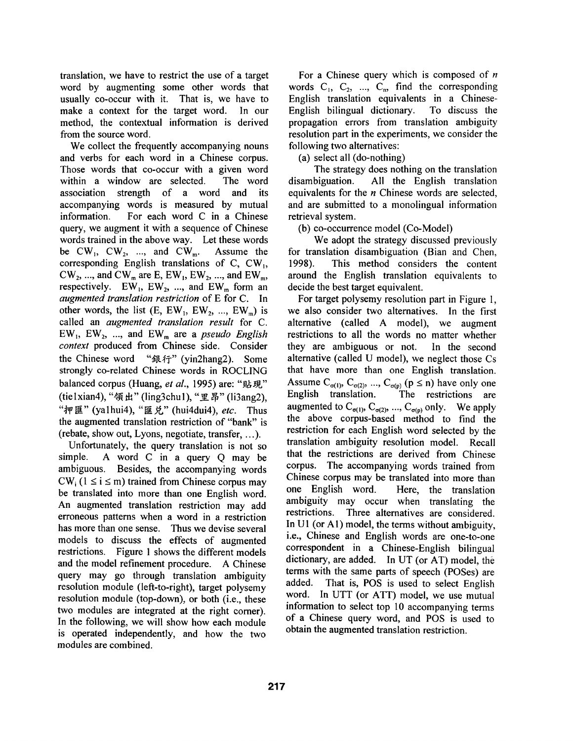translation, we have to restrict the use of a target word by augmenting some other words that usually co-occur with it. That is, we have to make a context for the target word. In our method, the contextual information is derived from the source word.

We collect the frequently accompanying nouns and verbs for each word in a Chinese corpus. Those words that co-occur with a given word within a window are selected. The word association strength of a word and its accompanying words is measured by mutual information. For each word C in a Chinese query, we augment it with a sequence of Chinese words trained in the above way. Let these words be $CW_1$, $CW_2$, ..., and $CW_m$. Assume the corresponding English translations of C, $CW_1$, $CW_2$, ..., and $CW_m$ are E, $EW_1$, $EW_2$, ..., and $EW_m$, respectively. $EW_1$, $EW_2$, ..., and $EW_m$ form an *augmented translation restriction* of E for C. In other words, the list (E, $EW_1$, $EW_2$, ..., $EW_m$) is called an *augmented translation result* for C. $EW_1$, $EW_2$, ..., and $EW_m$ are a *pseudo English context* produced from Chinese side. Consider the Chinese word "銀行" (yin2hang2). Some strongly co-related Chinese words in ROCLING balanced corpus (Huang, *et al.*, 1995) are: "貼現" (tie1xian4), "領出" (ling3chu1), "里昂" (li3ang2), "押匯" (ya1hui4), "匯兌" (hui4dui4), *etc.* Thus the augmented translation restriction of "bank" is (rebate, show out, Lyons, negotiate, transfer, ...).

Unfortunately, the query translation is not so simple. A word C in a query Q may be ambiguous. Besides, the accompanying words $CW_i$ ($1 \le i \le m$) trained from Chinese corpus may be translated into more than one English word. An augmented translation restriction may add erroneous patterns when a word in a restriction has more than one sense. Thus we devise several models to discuss the effects of augmented restrictions. Figure 1 shows the different models and the model refinement procedure. A Chinese query may go through translation ambiguity resolution module (left-to-right), target polysemy resolution module (top-down), or both (i.e., these two modules are integrated at the right corner). In the following, we will show how each module is operated independently, and how the two modules are combined.

For a Chinese query which is composed of *n* words $C_1$, $C_2$, ..., $C_n$, find the corresponding English translation equivalents in a Chinese-English bilingual dictionary. To discuss the propagation errors from translation ambiguity resolution part in the experiments, we consider the following two alternatives:

(a) select all (do-nothing)

The strategy does nothing on the translation disambiguation. All the English translation equivalents for the *n* Chinese words are selected, and are submitted to a monolingual information retrieval system.

(b) co-occurrence model (Co-Model)

We adopt the strategy discussed previously for translation disambiguation (Bian and Chen, 1998). This method considers the content around the English translation equivalents to decide the best target equivalent.

For target polysemy resolution part in Figure 1, we also consider two alternatives. In the first alternative (called A model), we augment restrictions to all the words no matter whether they are ambiguous or not. In the second alternative (called U model), we neglect those Cs that have more than one English translation. Assume $C_{\sigma(1)}$, $C_{\sigma(2)}$, ..., $C_{\sigma(p)}$ ($p \le n$) have only one English translation. The restrictions are augmented to $C_{\sigma(1)}$, $C_{\sigma(2)}$, ..., $C_{\sigma(p)}$ only. We apply the above corpus-based method to find the restriction for each English word selected by the translation ambiguity resolution model. Recall that the restrictions are derived from Chinese corpus. The accompanying words trained from Chinese corpus may be translated into more than one English word. Here, the translation ambiguity may occur when translating the restrictions. Three alternatives are considered. In U1 (or A1) model, the terms without ambiguity, i.e., Chinese and English words are one-to-one correspondent in a Chinese-English bilingual dictionary, are added. In UT (or AT) model, the terms with the same parts of speech (POSes) are added. That is, POS is used to select English word. In UTT (or ATT) model, we use mutual information to select top 10 accompanying terms of a Chinese query word, and POS is used to obtain the augmented translation restriction.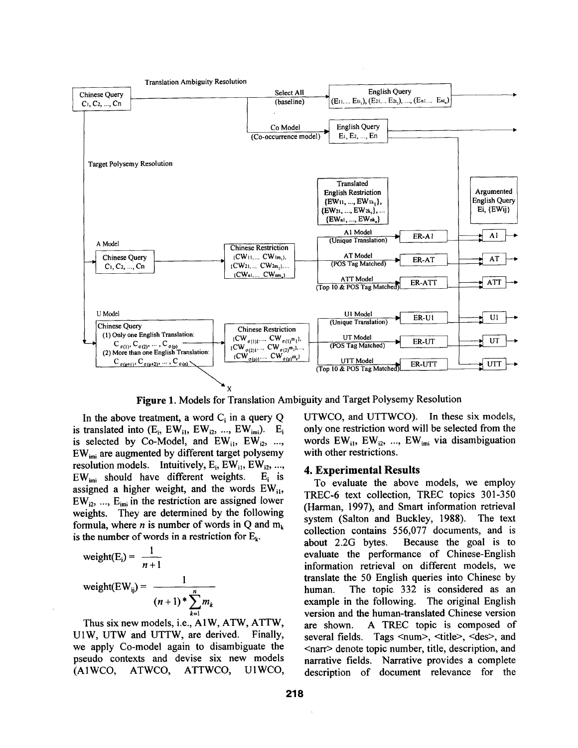**Figure 1.** Models for Translation Ambiguity and Target Polysemy Resolution

In the above treatment, a word $C_i$ in a query Q is translated into ($E_i$, $EW_{i1}$, $EW_{i2}$, ..., $EW_{im_i}$). $E_i$ is selected by Co-Model, and $EW_{i1}$, $EW_{i2}$, ..., $EW_{im_i}$ are augmented by different target polysemy resolution models. Intuitively, $E_i$, $EW_{i1}$, $EW_{i2}$, ..., $EW_{im_i}$ should have different weights. $E_i$ is assigned a higher weight, and the words $EW_{i1}$, $EW_{i2}$, ..., $E_{im_i}$ in the restriction are assigned lower weights. They are determined by the following formula, where $n$ is number of words in Q and $m_k$ is the number of words in a restriction for $E_k$.

$$\text{weight}(E_i) = \frac{1}{n+1}$$

$$\text{weight}(EW_{ij}) = \frac{1}{(n+1) * \sum_{k=1}^{n} m_k}$$

Thus six new models, i.e., A1W, ATW, ATTW, U1W, UTW and UTTW, are derived. Finally, we apply Co-model again to disambiguate the pseudo contexts and devise six new models (A1WCO, ATWCO, ATTWCO, U1WCO, UTWCO, and UTTWCO). In these six models, only one restriction word will be selected from the words $EW_{i1}$, $EW_{i2}$, ..., $EW_{im_i}$ via disambiguation with other restrictions.

## 4. Experimental Results

To evaluate the above models, we employ TREC-6 text collection, TREC topics 301-350 (Harman, 1997), and Smart information retrieval system (Salton and Buckley, 1988). The text collection contains 556,077 documents, and is about 2.2G bytes. Because the goal is to evaluate the performance of Chinese-English information retrieval on different models, we translate the 50 English queries into Chinese by human. The topic 332 is considered as an example in the following. The original English version and the human-translated Chinese version are shown. A TREC topic is composed of several fields. Tags <num>, <title>, <des>, and <narr> denote topic number, title, description, and narrative fields. Narrative provides a complete description of document relevance for the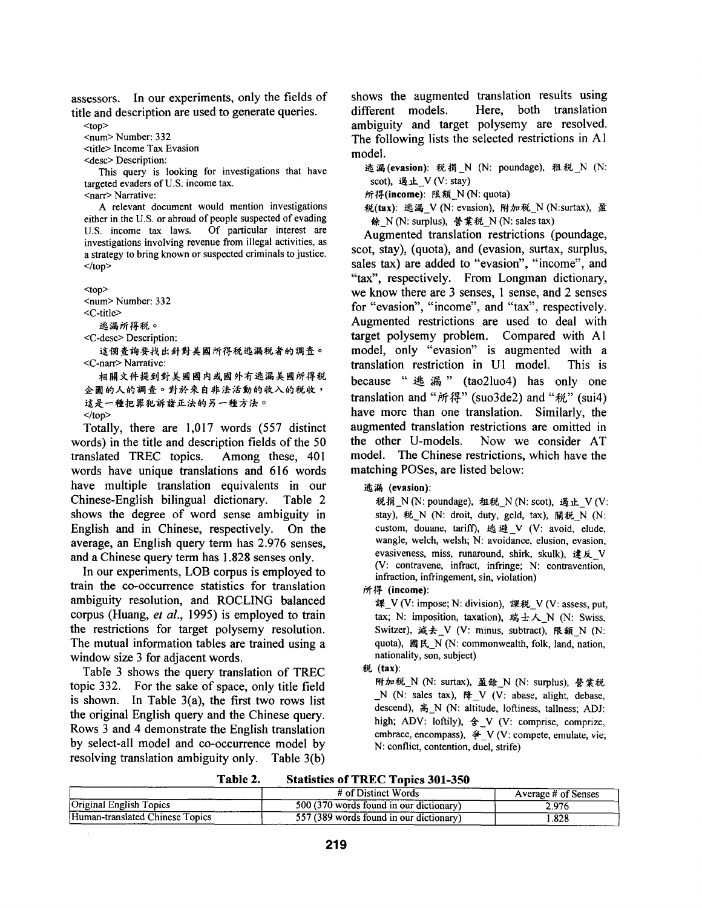assessors. In our experiments, only the fields of title and description are used to generate queries.

```
<top>
<num> Number: 332
<title> Income Tax Evasion
<desc> Description:
    This query is looking for investigations that have targeted evaders of U.S. income tax.
<narr> Narrative:
    A relevant document would mention investigations either in the U.S. or abroad of people suspected of evading U.S. income tax laws. Of particular interest are investigations involving revenue from illegal activities, as a strategy to bring known or suspected criminals to justice.
</top>

<top>
<num> Number: 332
<C-title>
    逃漏所得稅。
<C-desc> Description:
    這個查詢要找出針對美國所得稅逃漏稅者的調查。
<C-narr> Narrative:
    相關文件提到對美國國內或國外有逃漏美國所得稅企圖的人的調查。對於來自非法活動的收入的稅收，這是一種把罪犯訴諸正法的另一種方法。
</top>
```

Totally, there are 1,017 words (557 distinct words) in the title and description fields of the 50 translated TREC topics. Among these, 401 words have unique translations and 616 words have multiple translation equivalents in our Chinese-English bilingual dictionary. Table 2 shows the degree of word sense ambiguity in English and in Chinese, respectively. On the average, an English query term has 2.976 senses, and a Chinese query term has 1.828 senses only.

In our experiments, LOB corpus is employed to train the co-occurrence statistics for translation ambiguity resolution, and ROCLING balanced corpus (Huang, *et al.*, 1995) is employed to train the restrictions for target polysemy resolution. The mutual information tables are trained using a window size 3 for adjacent words.

Table 3 shows the query translation of TREC topic 332. For the sake of space, only title field is shown. In Table 3(a), the first two rows list the original English query and the Chinese query. Rows 3 and 4 demonstrate the English translation by select-all model and co-occurrence model by resolving translation ambiguity only. Table 3(b) shows the augmented translation results using different models. Here, both translation ambiguity and target polysemy are resolved. The following lists the selected restrictions in A1 model.

逃漏(**evasion**): 稅捐_N (N: poundage), 租稅_N (N: scot), 遏止_V (V: stay)
所得(**income**): 限額_N (N: quota)
稅(**tax**): 逃漏_V (N: evasion), 附加稅_N (N:surtax), 盈餘_N (N: surplus), 營業稅_N (N: sales tax)

Augmented translation restrictions (poundage, scot, stay), (quota), and (evasion, surtax, surplus, sales tax) are added to "evasion", "income", and "tax", respectively. From Longman dictionary, we know there are 3 senses, 1 sense, and 2 senses for "evasion", "income", and "tax", respectively. Augmented restrictions are used to deal with target polysemy problem. Compared with A1 model, only "evasion" is augmented with a translation restriction in U1 model. This is because "逃漏" (tao2luo4) has only one translation and "所得" (suo3de2) and "稅" (sui4) have more than one translation. Similarly, the augmented translation restrictions are omitted in the other U-models. Now we consider AT model. The Chinese restrictions, which have the matching POSes, are listed below:

逃漏 (**evasion**):
稅捐_N (N: poundage), 租稅_N (N: scot), 遏止_V (V: stay), 稅_N (N: droit, duty, geld, tax), 關稅_N (N: custom, douane, tariff), 逃避_V (V: avoid, elude, wangle, welch, welsh; N: avoidance, elusion, evasion, evasiveness, miss, runaround, shirk, skulk), 違反_V (V: contravene, infract, infringe; N: contravention, infraction, infringement, sin, violation)

所得 (**income**):
課_V (V: impose; N: division), 課稅_V (V: assess, put, tax; N: imposition, taxation), 瑞士人_N (N: Swiss, Switzer), 減去_V (V: minus, subtract), 限額_N (N: quota), 國民_N (N: commonwealth, folk, land, nation, nationality, son, subject)

稅 (**tax**):
附加稅_N (N: surtax), 盈餘_N (N: surplus), 營業稅_N (N: sales tax), 降_V (V: abase, alight, debase, descend), 高_N (N: altitude, loftiness, tallness; ADJ: high; ADV: loftily), 含_V (V: comprise, comprize, embrace, encompass), 爭_V (V: compete, emulate, vie; N: conflict, contention, duel, strife)

**Table 2. Statistics of TREC Topics 301-350**

| | # of Distinct Words | Average # of Senses |
|---|---|---|
| Original English Topics | 500 (370 words found in our dictionary) | 2.976 |
| Human-translated Chinese Topics | 557 (389 words found in our dictionary) | 1.828 |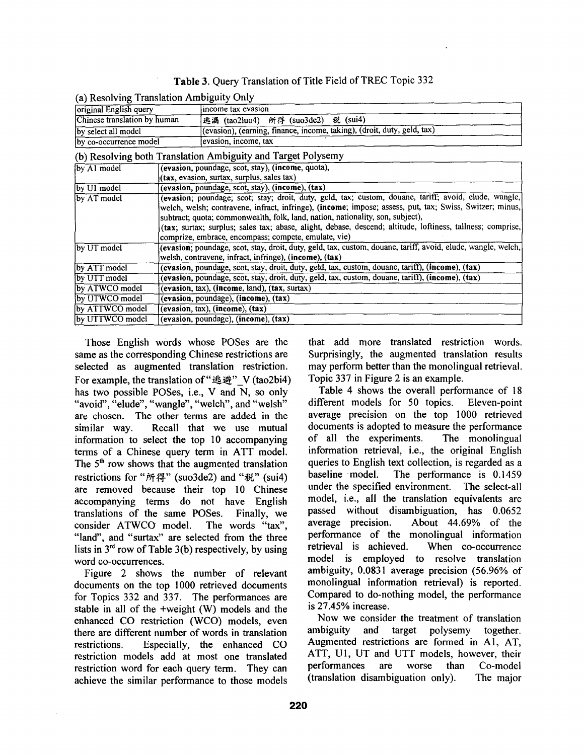**Table 3.** Query Translation of Title Field of TREC Topic 332

(a) Resolving Translation Ambiguity Only

| original English query | income tax evasion |
|---|---|
| Chinese translation by human | 逃漏 (tao2luo4) 所得 (suo3de2) 税 (sui4) |
| by select all model | (evasion), (earning, finance, income, taking), (droit, duty, geld, tax) |
| by co-occurrence model | evasion, income, tax |

(b) Resolving both Translation Ambiguity and Target Polysemy

| | |
|---|---|
| by A1 model | (**evasion**, poundage, scot, stay), (**income**, quota), (**tax**, evasion, surtax, surplus, sales tax) |
| by U1 model | (**evasion**, poundage, scot, stay), (**income**), (**tax**) |
| by AT model | (**evasion**; poundage; scot; stay; droit, duty, geld, tax; custom, douane, tariff; avoid, elude, wangle, welch, welsh; contravene, infract, infringe), (**income**; impose; assess, put, tax; Swiss, Switzer; minus, subtract; quota; commonwealth, folk, land, nation, nationality, son, subject), (**tax**; surtax; surplus; sales tax; abase, alight, debase, descend; altitude, loftiness, tallness; comprise, comprize, embrace, encompass; compete, emulate, vie) |
| by UT model | (**evasion**; poundage, scot, stay, droit, duty, geld, tax, custom, douane, tariff, avoid, elude, wangle, welch, welsh, contravene, infract, infringe), (**income**), (**tax**) |
| by ATT model | (**evasion**, poundage, scot, stay, droit, duty, geld, tax, custom, douane, tariff), (**income**), (**tax**) |
| by UTT model | (**evasion**, poundage, scot, stay, droit, duty, geld, tax, custom, douane, tariff), (**income**), (**tax**) |
| by ATWCO model | (**evasion**, tax), (**income**, land), (**tax**, surtax) |
| by UTWCO model | (**evasion**, poundage), (**income**), (**tax**) |
| by ATTWCO model | (**evasion**, tax), (**income**), (**tax**) |
| by UTTWCO model | (**evasion**, poundage), (**income**), (**tax**) |

Those English words whose POSes are the same as the corresponding Chinese restrictions are selected as augmented translation restriction. For example, the translation of "逃避"_V (tao2bi4) has two possible POSes, i.e., V and N, so only "avoid", "elude", "wangle", "welch", and "welsh" are chosen. The other terms are added in the similar way. Recall that we use mutual information to select the top 10 accompanying terms of a Chinese query term in ATT model. The 5th row shows that the augmented translation restrictions for "所得" (suo3de2) and "税" (sui4) are removed because their top 10 Chinese accompanying terms do not have English translations of the same POSes. Finally, we consider ATWCO model. The words "tax", "land", and "surtax" are selected from the three lists in 3rd row of Table 3(b) respectively, by using word co-occurrences.

Figure 2 shows the number of relevant documents on the top 1000 retrieved documents for Topics 332 and 337. The performances are stable in all of the +weight (W) models and the enhanced CO restriction (WCO) models, even there are different number of words in translation restrictions. Especially, the enhanced CO restriction models add at most one translated restriction word for each query term. They can achieve the similar performance to those models that add more translated restriction words. Surprisingly, the augmented translation results may perform better than the monolingual retrieval. Topic 337 in Figure 2 is an example.

Table 4 shows the overall performance of 18 different models for 50 topics. Eleven-point average precision on the top 1000 retrieved documents is adopted to measure the performance of all the experiments. The monolingual information retrieval, i.e., the original English queries to English text collection, is regarded as a baseline model. The performance is 0.1459 under the specified environment. The select-all model, i.e., all the translation equivalents are passed without disambiguation, has 0.0652 average precision. About 44.69% of the performance of the monolingual information retrieval is achieved. When co-occurrence model is employed to resolve translation ambiguity, 0.0831 average precision (56.96% of monolingual information retrieval) is reported. Compared to do-nothing model, the performance is 27.45% increase.

Now we consider the treatment of translation ambiguity and target polysemy together. Augmented restrictions are formed in A1, AT, ATT, U1, UT and UTT models, however, their performances are worse than Co-model (translation disambiguation only). The major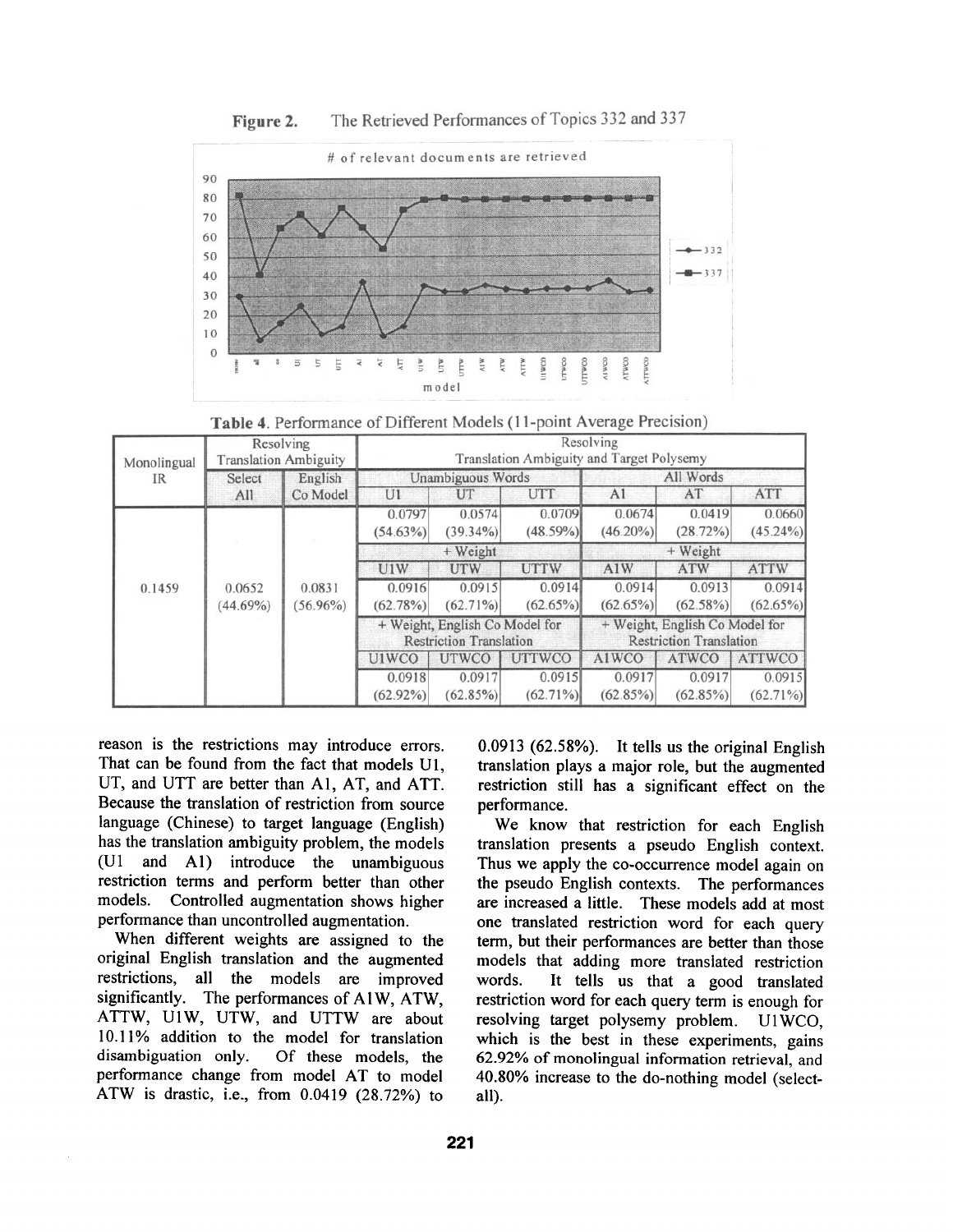**Figure 2.** The Retrieved Performances of Topics 332 and 337

**Table 4.** Performance of Different Models (11-point Average Precision)

| Monolingual IR | Resolving Translation Ambiguity | | Resolving Translation Ambiguity and Target Polysemy | | | | | |
|---|---|---|---|---|---|---|---|---|
| | Select All | English Co Model | Unambiguous Words | | | All Words | | |
| | | | U1 | UT | UTT | A1 | AT | ATT |
| | | | 0.0797 (54.63%) | 0.0574 (39.34%) | 0.0709 (48.59%) | 0.0674 (46.20%) | 0.0419 (28.72%) | 0.0660 (45.24%) |
| | | | + Weight | | | + Weight | | |
| | | | U1W | UTW | UTTW | A1W | ATW | ATTW |
| 0.1459 | 0.0652 (44.69%) | 0.0831 (56.96%) | 0.0916 (62.78%) | 0.0915 (62.71%) | 0.0914 (62.65%) | 0.0914 (62.65%) | 0.0913 (62.58%) | 0.0914 (62.65%) |
| | | | + Weight, English Co Model for Restriction Translation | | | + Weight, English Co Model for Restriction Translation | | |
| | | | U1WCO | UTWCO | UTTWCO | A1WCO | ATWCO | ATTWCO |
| | | | 0.0918 (62.92%) | 0.0917 (62.85%) | 0.0915 (62.71%) | 0.0917 (62.85%) | 0.0917 (62.85%) | 0.0915 (62.71%) |

reason is the restrictions may introduce errors. That can be found from the fact that models U1, UT, and UTT are better than A1, AT, and ATT. Because the translation of restriction from source language (Chinese) to target language (English) has the translation ambiguity problem, the models (U1 and A1) introduce the unambiguous restriction terms and perform better than other models. Controlled augmentation shows higher performance than uncontrolled augmentation.

When different weights are assigned to the original English translation and the augmented restrictions, all the models are improved significantly. The performances of A1W, ATW, ATTW, U1W, UTW, and UTTW are about 10.11% addition to the model for translation disambiguation only. Of these models, the performance change from model AT to model ATW is drastic, i.e., from 0.0419 (28.72%) to 0.0913 (62.58%). It tells us the original English translation plays a major role, but the augmented restriction still has a significant effect on the performance.

We know that restriction for each English translation presents a pseudo English context. Thus we apply the co-occurrence model again on the pseudo English contexts. The performances are increased a little. These models add at most one translated restriction word for each query term, but their performances are better than those models that adding more translated restriction words. It tells us that a good translated restriction word for each query term is enough for resolving target polysemy problem. U1WCO, which is the best in these experiments, gains 62.92% of monolingual information retrieval, and 40.80% increase to the do-nothing model (select-all).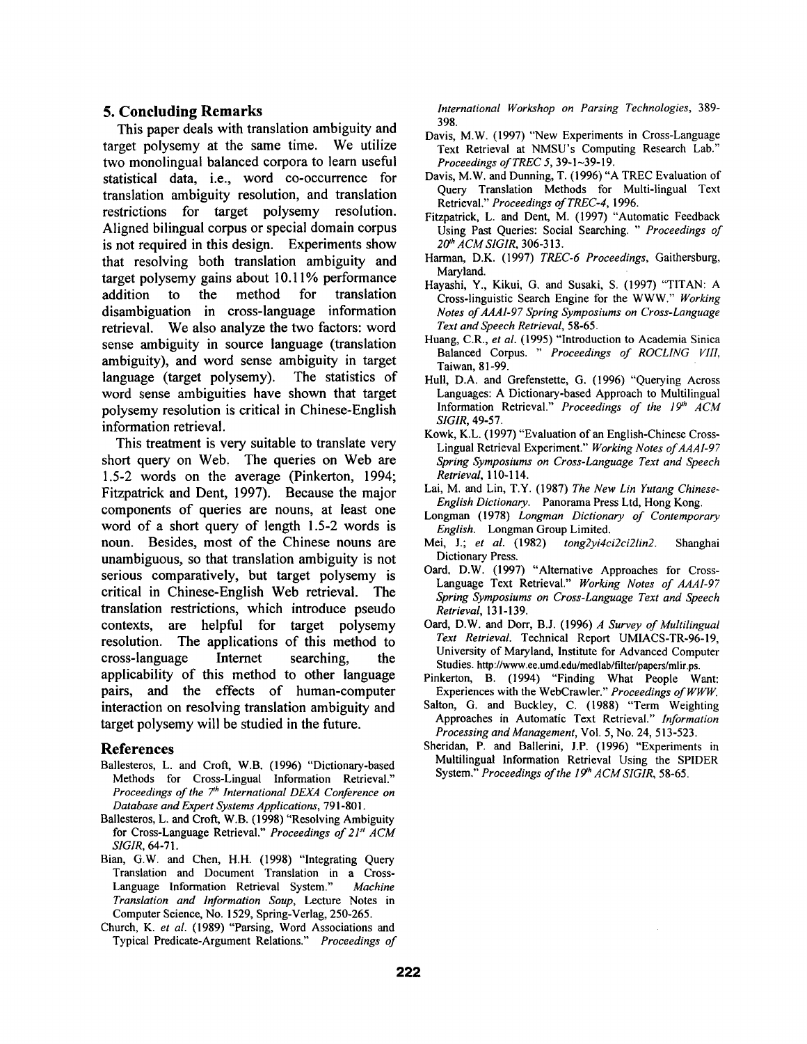## 5. Concluding Remarks

This paper deals with translation ambiguity and target polysemy at the same time. We utilize two monolingual balanced corpora to learn useful statistical data, i.e., word co-occurrence for translation ambiguity resolution, and translation restrictions for target polysemy resolution. Aligned bilingual corpus or special domain corpus is not required in this design. Experiments show that resolving both translation ambiguity and target polysemy gains about 10.11% performance addition to the method for translation disambiguation in cross-language information retrieval. We also analyze the two factors: word sense ambiguity in source language (translation ambiguity), and word sense ambiguity in target language (target polysemy). The statistics of word sense ambiguities have shown that target polysemy resolution is critical in Chinese-English information retrieval.

This treatment is very suitable to translate very short query on Web. The queries on Web are 1.5-2 words on the average (Pinkerton, 1994; Fitzpatrick and Dent, 1997). Because the major components of queries are nouns, at least one word of a short query of length 1.5-2 words is noun. Besides, most of the Chinese nouns are unambiguous, so that translation ambiguity is not serious comparatively, but target polysemy is critical in Chinese-English Web retrieval. The translation restrictions, which introduce pseudo contexts, are helpful for target polysemy resolution. The applications of this method to cross-language Internet searching, the applicability of this method to other language pairs, and the effects of human-computer interaction on resolving translation ambiguity and target polysemy will be studied in the future.

## References

Ballesteros, L. and Croft, W.B. (1996) "Dictionary-based Methods for Cross-Lingual Information Retrieval." *Proceedings of the 7th International DEXA Conference on Database and Expert Systems Applications*, 791-801.

Ballesteros, L. and Croft, W.B. (1998) "Resolving Ambiguity for Cross-Language Retrieval." *Proceedings of 21st ACM SIGIR*, 64-71.

Bian, G.W. and Chen, H.H. (1998) "Integrating Query Translation and Document Translation in a Cross-Language Information Retrieval System." *Machine Translation and Information Soup*, Lecture Notes in Computer Science, No. 1529, Spring-Verlag, 250-265.

Church, K. *et al.* (1989) "Parsing, Word Associations and Typical Predicate-Argument Relations." *Proceedings of International Workshop on Parsing Technologies*, 389-398.

Davis, M.W. (1997) "New Experiments in Cross-Language Text Retrieval at NMSU's Computing Research Lab." *Proceedings of TREC 5*, 39-1~39-19.

Davis, M.W. and Dunning, T. (1996) "A TREC Evaluation of Query Translation Methods for Multi-lingual Text Retrieval." *Proceedings of TREC-4*, 1996.

Fitzpatrick, L. and Dent, M. (1997) "Automatic Feedback Using Past Queries: Social Searching. " *Proceedings of 20th ACM SIGIR*, 306-313.

Harman, D.K. (1997) *TREC-6 Proceedings*, Gaithersburg, Maryland.

Hayashi, Y., Kikui, G. and Susaki, S. (1997) "TITAN: A Cross-linguistic Search Engine for the WWW." *Working Notes of AAAI-97 Spring Symposiums on Cross-Language Text and Speech Retrieval*, 58-65.

Huang, C.R., *et al.* (1995) "Introduction to Academia Sinica Balanced Corpus. " *Proceedings of ROCLING VIII*, Taiwan, 81-99.

Hull, D.A. and Grefenstette, G. (1996) "Querying Across Languages: A Dictionary-based Approach to Multilingual Information Retrieval." *Proceedings of the 19th ACM SIGIR*, 49-57.

Kowk, K.L. (1997) "Evaluation of an English-Chinese Cross-Lingual Retrieval Experiment." *Working Notes of AAAI-97 Spring Symposiums on Cross-Language Text and Speech Retrieval*, 110-114.

Lai, M. and Lin, T.Y. (1987) *The New Lin Yutang Chinese-English Dictionary*. Panorama Press Ltd, Hong Kong.

Longman (1978) *Longman Dictionary of Contemporary English*. Longman Group Limited.

Mei, J.; *et al.* (1982) *tong2yi4ci2ci2lin2*. Shanghai Dictionary Press.

Oard, D.W. (1997) "Alternative Approaches for Cross-Language Text Retrieval." *Working Notes of AAAI-97 Spring Symposiums on Cross-Language Text and Speech Retrieval*, 131-139.

Oard, D.W. and Dorr, B.J. (1996) *A Survey of Multilingual Text Retrieval*. Technical Report UMIACS-TR-96-19, University of Maryland, Institute for Advanced Computer Studies. http://www.ee.umd.edu/medlab/filter/papers/mlir.ps.

Pinkerton, B. (1994) "Finding What People Want: Experiences with the WebCrawler." *Proceedings of WWW*.

Salton, G. and Buckley, C. (1988) "Term Weighting Approaches in Automatic Text Retrieval." *Information Processing and Management*, Vol. 5, No. 24, 513-523.

Sheridan, P. and Ballerini, J.P. (1996) "Experiments in Multilingual Information Retrieval Using the SPIDER System." *Proceedings of the 19th ACM SIGIR*, 58-65.